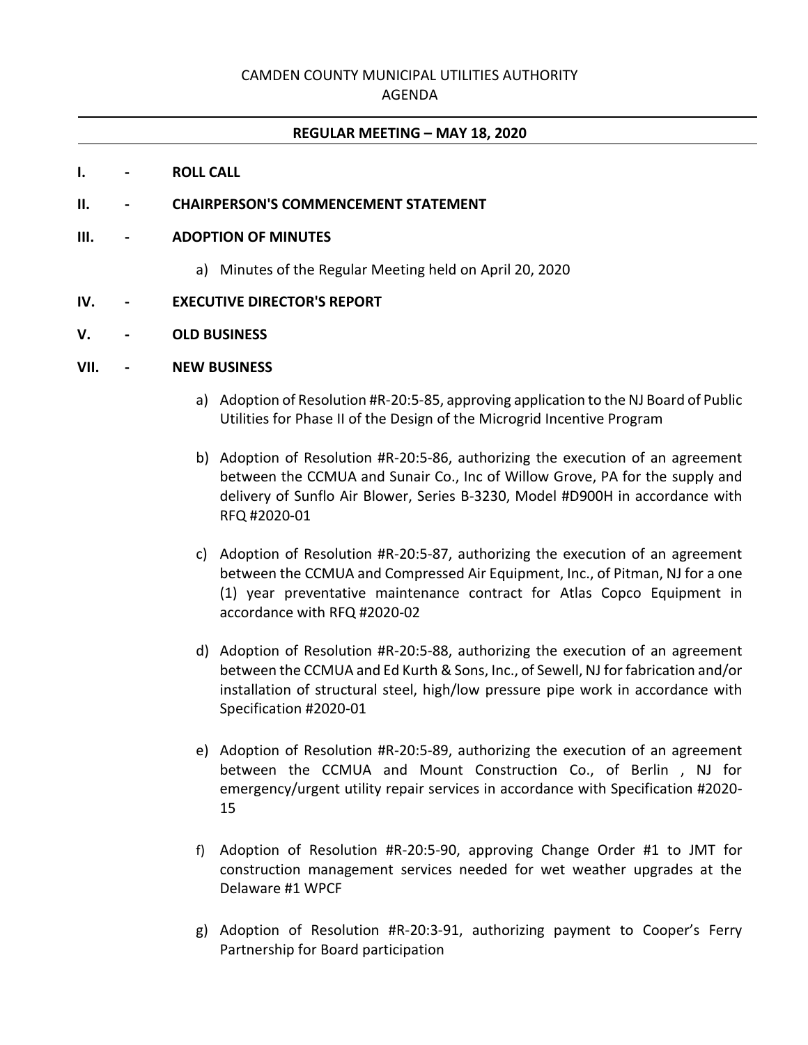# CAMDEN COUNTY MUNICIPAL UTILITIES AUTHORITY
## AGENDA

---

**REGULAR MEETING – MAY 18, 2020**

---

**I. - ROLL CALL**

**II. - CHAIRPERSON'S COMMENCEMENT STATEMENT**

**III. - ADOPTION OF MINUTES**

a) Minutes of the Regular Meeting held on April 20, 2020

**IV. - EXECUTIVE DIRECTOR'S REPORT**

**V. - OLD BUSINESS**

**VII. - NEW BUSINESS**

a) Adoption of Resolution #R-20:5-85, approving application to the NJ Board of Public Utilities for Phase II of the Design of the Microgrid Incentive Program

b) Adoption of Resolution #R-20:5-86, authorizing the execution of an agreement between the CCMUA and Sunair Co., Inc of Willow Grove, PA for the supply and delivery of Sunflo Air Blower, Series B-3230, Model #D900H in accordance with RFQ #2020-01

c) Adoption of Resolution #R-20:5-87, authorizing the execution of an agreement between the CCMUA and Compressed Air Equipment, Inc., of Pitman, NJ for a one (1) year preventative maintenance contract for Atlas Copco Equipment in accordance with RFQ #2020-02

d) Adoption of Resolution #R-20:5-88, authorizing the execution of an agreement between the CCMUA and Ed Kurth & Sons, Inc., of Sewell, NJ for fabrication and/or installation of structural steel, high/low pressure pipe work in accordance with Specification #2020-01

e) Adoption of Resolution #R-20:5-89, authorizing the execution of an agreement between the CCMUA and Mount Construction Co., of Berlin , NJ for emergency/urgent utility repair services in accordance with Specification #2020-15

f) Adoption of Resolution #R-20:5-90, approving Change Order #1 to JMT for construction management services needed for wet weather upgrades at the Delaware #1 WPCF

g) Adoption of Resolution #R-20:3-91, authorizing payment to Cooper's Ferry Partnership for Board participation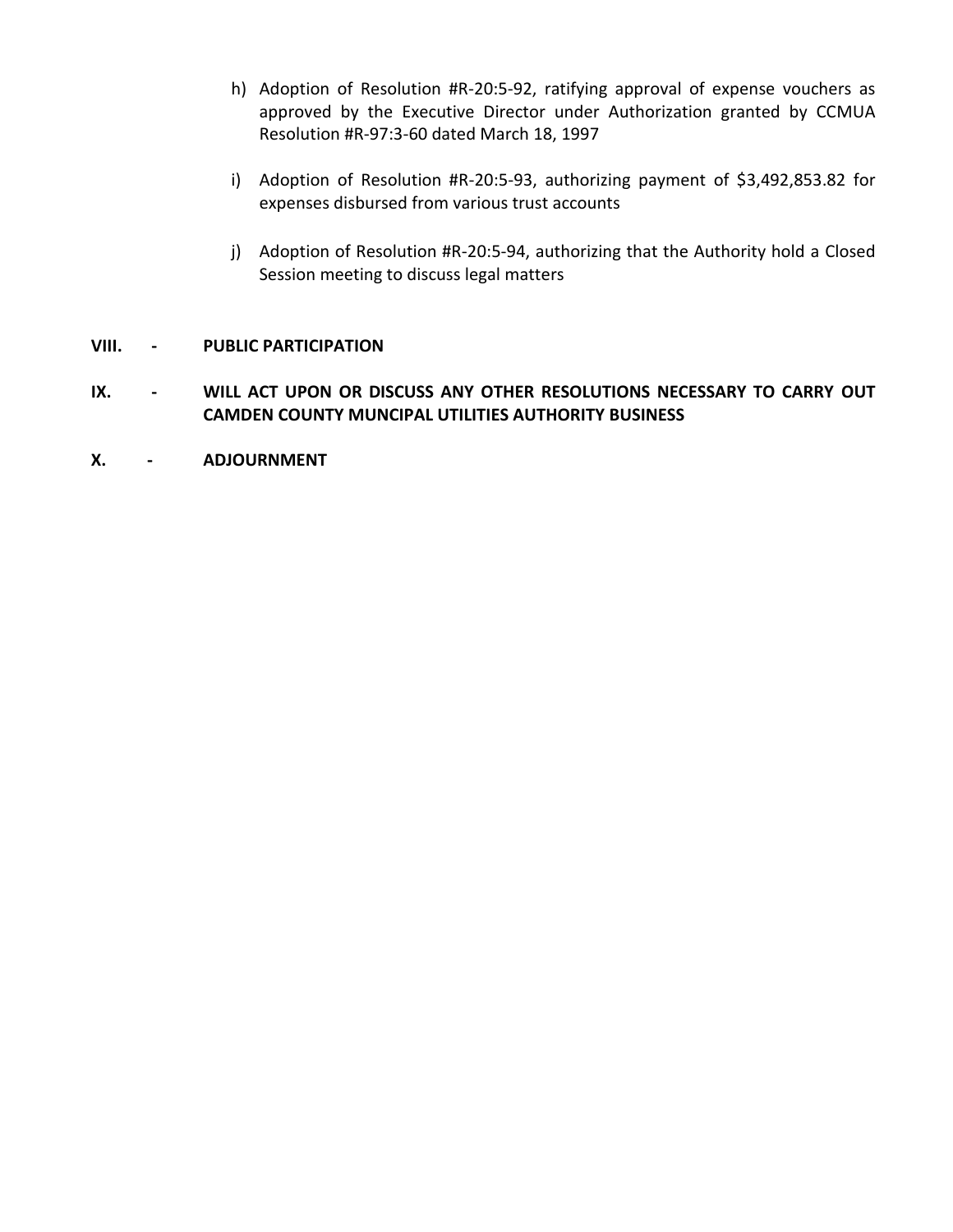h) Adoption of Resolution #R-20:5-92, ratifying approval of expense vouchers as approved by the Executive Director under Authorization granted by CCMUA Resolution #R-97:3-60 dated March 18, 1997

i) Adoption of Resolution #R-20:5-93, authorizing payment of $3,492,853.82 for expenses disbursed from various trust accounts

j) Adoption of Resolution #R-20:5-94, authorizing that the Authority hold a Closed Session meeting to discuss legal matters

**VIII. - PUBLIC PARTICIPATION**

**IX. - WILL ACT UPON OR DISCUSS ANY OTHER RESOLUTIONS NECESSARY TO CARRY OUT CAMDEN COUNTY MUNCIPAL UTILITIES AUTHORITY BUSINESS**

**X. - ADJOURNMENT**